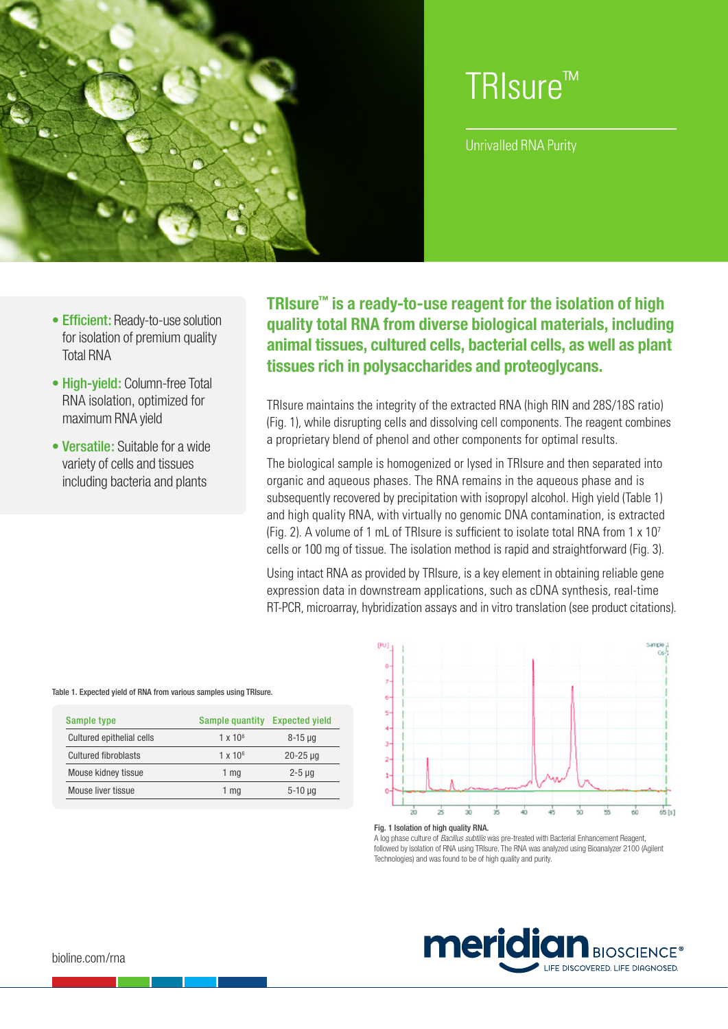# TRIsure™

Unrivalled RNA Purity

- **Efficient:** Ready-to-use solution for isolation of premium quality Total RNA
- **High-yield:** Column-free Total RNA isolation, optimized for maximum RNA yield
- **Versatile:** Suitable for a wide variety of cells and tissues including bacteria and plants

## TRIsure™ is a ready-to-use reagent for the isolation of high quality total RNA from diverse biological materials, including animal tissues, cultured cells, bacterial cells, as well as plant tissues rich in polysaccharides and proteoglycans.

TRIsure maintains the integrity of the extracted RNA (high RIN and 28S/18S ratio) (Fig. 1), while disrupting cells and dissolving cell components. The reagent combines a proprietary blend of phenol and other components for optimal results.

The biological sample is homogenized or lysed in TRIsure and then separated into organic and aqueous phases. The RNA remains in the aqueous phase and is subsequently recovered by precipitation with isopropyl alcohol. High yield (Table 1) and high quality RNA, with virtually no genomic DNA contamination, is extracted (Fig. 2). A volume of 1 mL of TRIsure is sufficient to isolate total RNA from 1 x $10^7$ cells or 100 mg of tissue. The isolation method is rapid and straightforward (Fig. 3).

Using intact RNA as provided by TRIsure, is a key element in obtaining reliable gene expression data in downstream applications, such as cDNA synthesis, real-time RT-PCR, microarray, hybridization assays and in vitro translation (see product citations).

Table 1. Expected yield of RNA from various samples using TRIsure.

| Sample type | Sample quantity | Expected yield |
|---|---|---|
| Cultured epithelial cells | 1 x $10^6$ | 8-15 µg |
| Cultured fibroblasts | 1 x $10^6$ | 20-25 µg |
| Mouse kidney tissue | 1 mg | 2-5 µg |
| Mouse liver tissue | 1 mg | 5-10 µg |

**Fig. 1 Isolation of high quality RNA.**
A log phase culture of *Bacillus subtilis* was pre-treated with Bacterial Enhancement Reagent, followed by isolation of RNA using TRIsure. The RNA was analyzed using Bioanalyzer 2100 (Agilent Technologies) and was found to be of high quality and purity.

bioline.com/rna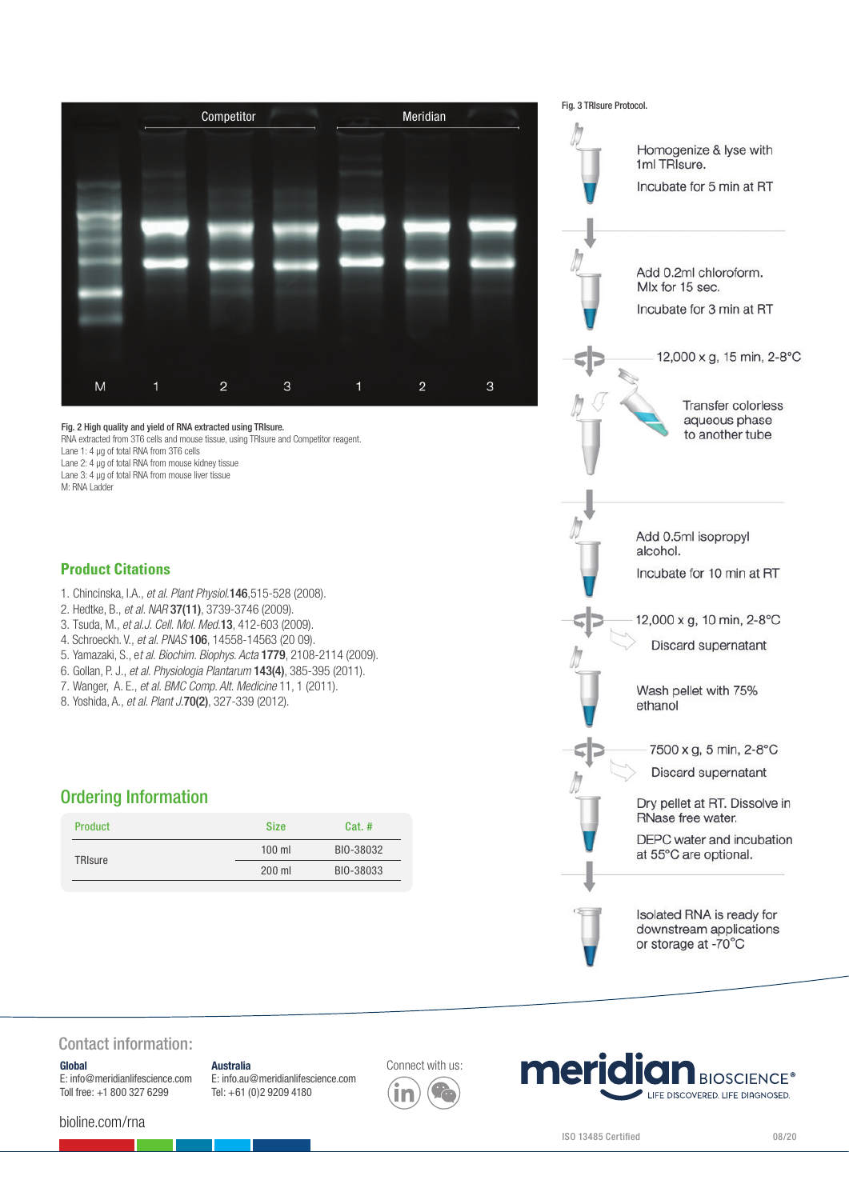Competitor

Meridian

M 1 2 3 1 2 3

**Fig. 2 High quality and yield of RNA extracted using TRIsure.**
RNA extracted from 3T6 cells and mouse tissue, using TRIsure and Competitor reagent.
Lane 1: 4 µg of total RNA from 3T6 cells
Lane 2: 4 µg of total RNA from mouse kidney tissue
Lane 3: 4 µg of total RNA from mouse liver tissue
M: RNA Ladder

**Fig. 3 TRIsure Protocol.**

Homogenize & lyse with 1ml TRIsure.
Incubate for 5 min at RT

Add 0.2ml chloroform.
Mix for 15 sec.
Incubate for 3 min at RT

12,000 x g, 15 min, 2-8°C

Transfer colorless aqueous phase to another tube

Add 0.5ml isopropyl alcohol.
Incubate for 10 min at RT

12,000 x g, 10 min, 2-8°C

Discard supernatant

Wash pellet with 75% ethanol

7500 x g, 5 min, 2-8°C

Discard supernatant

Dry pellet at RT. Dissolve in RNase free water.
DEPC water and incubation at 55°C are optional.

Isolated RNA is ready for downstream applications or storage at -70°C

## Product Citations

1. Chincinska, I.A., *et al. Plant Physiol.* **146**,515-528 (2008).
2. Hedtke, B., *et al. NAR* **37(11)**, 3739-3746 (2009).
3. Tsuda, M., *et al.J. Cell. Mol. Med.* **13**, 412-603 (2009).
4. Schroeckh. V., *et al. PNAS* **106**, 14558-14563 (20 09).
5. Yamazaki, S., *et al. Biochim. Biophys. Acta* **1779**, 2108-2114 (2009).
6. Gollan, P. J., *et al. Physiologia Plantarum* **143(4)**, 385-395 (2011).
7. Wanger, A. E., *et al. BMC Comp. Alt. Medicine* 11, 1 (2011).
8. Yoshida, A., *et al. Plant J.* **70(2)**, 327-339 (2012).

## Ordering Information

| Product | Size | Cat. # |
|---|---|---|
| TRIsure | 100 ml | BIO-38032 |
| | 200 ml | BIO-38033 |

## Contact information:

**Global**
E: info@meridianlifescience.com
Toll free: +1 800 327 6299

**Australia**
E: info.au@meridianlifescience.com
Tel: +61 (0)2 9209 4180

Connect with us:

bioline.com/rna

meridian BIOSCIENCE®
LIFE DISCOVERED. LIFE DIAGNOSED.

ISO 13485 Certified

08/20